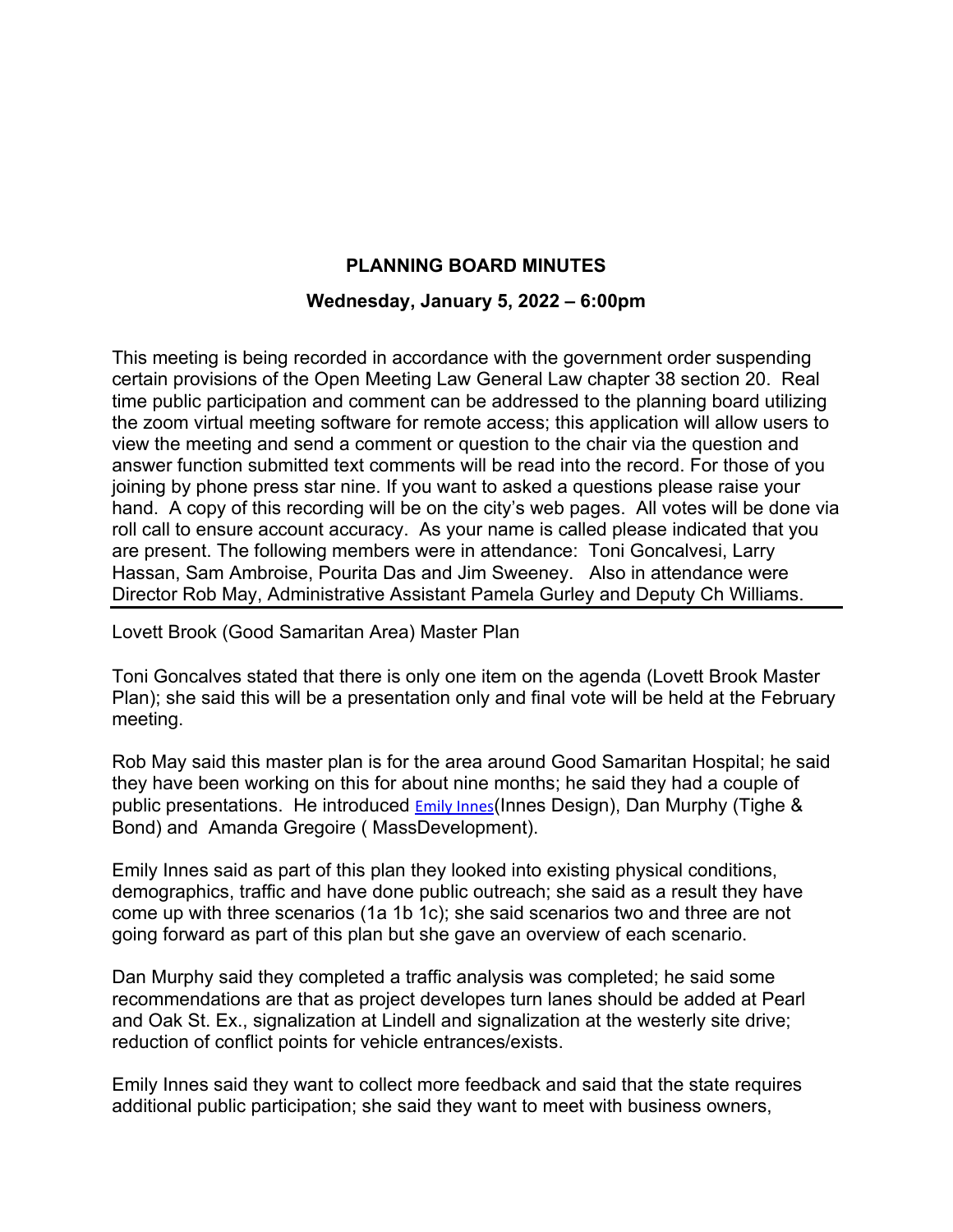## PLANNING BOARD MINUTES

### Wednesday, January 5, 2022 – 6:00pm

This meeting is being recorded in accordance with the government order suspending certain provisions of the Open Meeting Law General Law chapter 38 section 20. Real time public participation and comment can be addressed to the planning board utilizing the zoom virtual meeting software for remote access; this application will allow users to view the meeting and send a comment or question to the chair via the question and answer function submitted text comments will be read into the record. For those of you joining by phone press star nine. If you want to asked a questions please raise your hand. A copy of this recording will be on the city's web pages. All votes will be done via roll call to ensure account accuracy. As your name is called please indicated that you are present. The following members were in attendance: Toni Goncalvesi, Larry Hassan, Sam Ambroise, Pourita Das and Jim Sweeney. Also in attendance were Director Rob May, Administrative Assistant Pamela Gurley and Deputy Ch Williams.

---

Lovett Brook (Good Samaritan Area) Master Plan

Toni Goncalves stated that there is only one item on the agenda (Lovett Brook Master Plan); she said this will be a presentation only and final vote will be held at the February meeting.

Rob May said this master plan is for the area around Good Samaritan Hospital; he said they have been working on this for about nine months; he said they had a couple of public presentations. He introduced Emily Innes(Innes Design), Dan Murphy (Tighe & Bond) and Amanda Gregoire ( MassDevelopment).

Emily Innes said as part of this plan they looked into existing physical conditions, demographics, traffic and have done public outreach; she said as a result they have come up with three scenarios (1a 1b 1c); she said scenarios two and three are not going forward as part of this plan but she gave an overview of each scenario.

Dan Murphy said they completed a traffic analysis was completed; he said some recommendations are that as project developes turn lanes should be added at Pearl and Oak St. Ex., signalization at Lindell and signalization at the westerly site drive; reduction of conflict points for vehicle entrances/exists.

Emily Innes said they want to collect more feedback and said that the state requires additional public participation; she said they want to meet with business owners,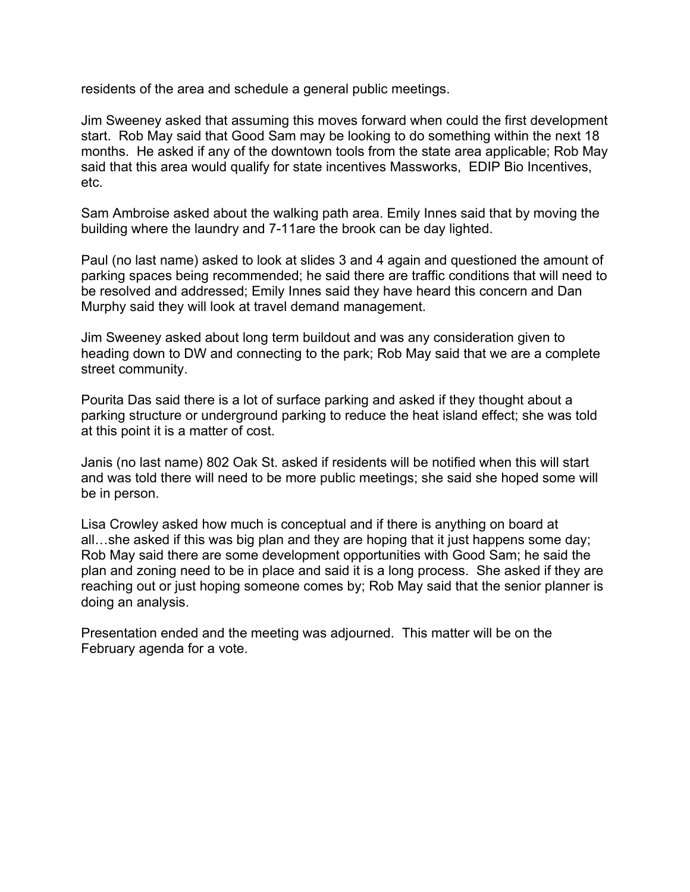residents of the area and schedule a general public meetings.

Jim Sweeney asked that assuming this moves forward when could the first development start. Rob May said that Good Sam may be looking to do something within the next 18 months. He asked if any of the downtown tools from the state area applicable; Rob May said that this area would qualify for state incentives Massworks, EDIP Bio Incentives, etc.

Sam Ambroise asked about the walking path area. Emily Innes said that by moving the building where the laundry and 7-11are the brook can be day lighted.

Paul (no last name) asked to look at slides 3 and 4 again and questioned the amount of parking spaces being recommended; he said there are traffic conditions that will need to be resolved and addressed; Emily Innes said they have heard this concern and Dan Murphy said they will look at travel demand management.

Jim Sweeney asked about long term buildout and was any consideration given to heading down to DW and connecting to the park; Rob May said that we are a complete street community.

Pourita Das said there is a lot of surface parking and asked if they thought about a parking structure or underground parking to reduce the heat island effect; she was told at this point it is a matter of cost.

Janis (no last name) 802 Oak St. asked if residents will be notified when this will start and was told there will need to be more public meetings; she said she hoped some will be in person.

Lisa Crowley asked how much is conceptual and if there is anything on board at all…she asked if this was big plan and they are hoping that it just happens some day; Rob May said there are some development opportunities with Good Sam; he said the plan and zoning need to be in place and said it is a long process. She asked if they are reaching out or just hoping someone comes by; Rob May said that the senior planner is doing an analysis.

Presentation ended and the meeting was adjourned. This matter will be on the February agenda for a vote.